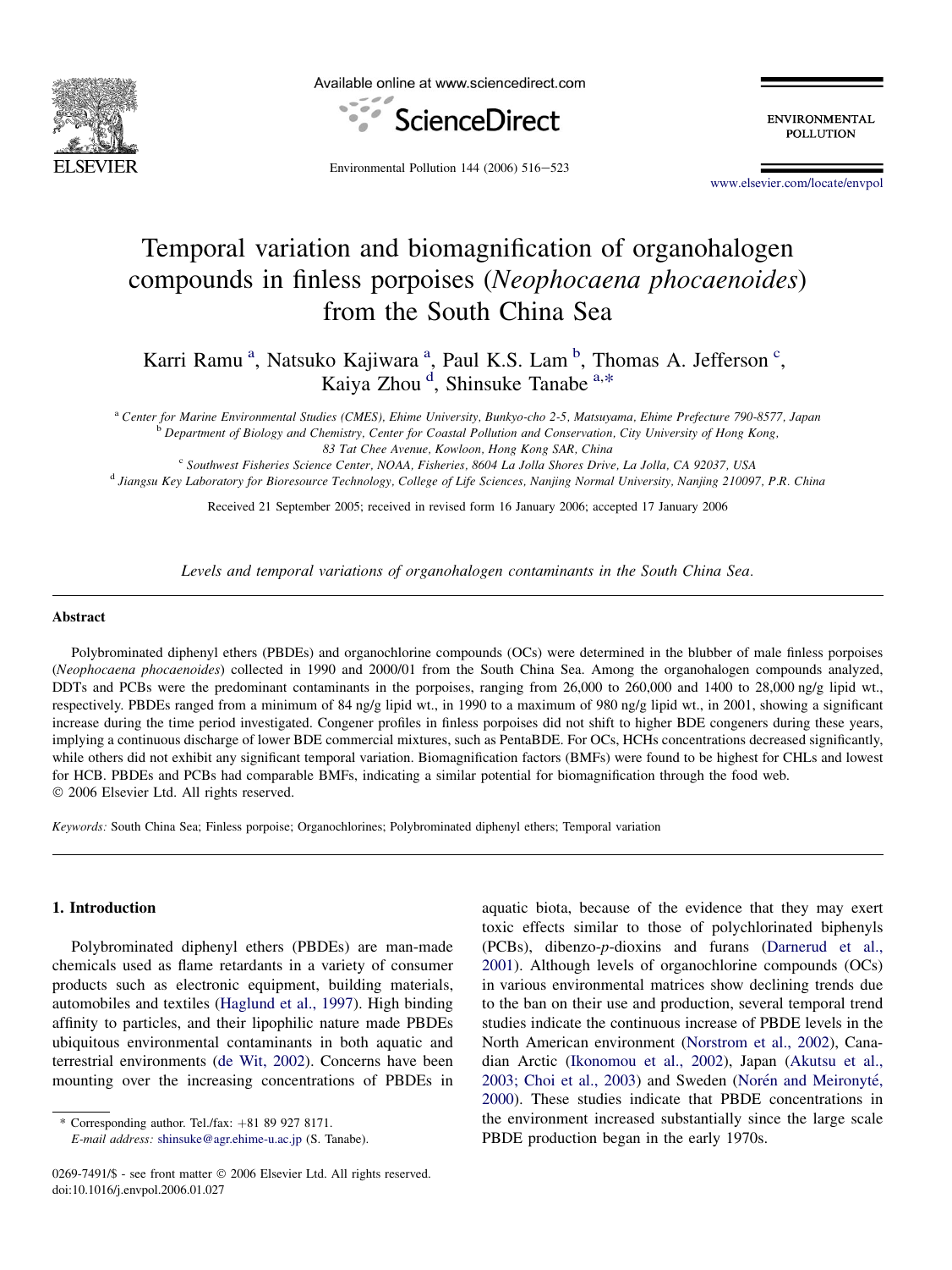# Temporal variation and biomagnification of organohalogen compounds in finless porpoises (*Neophocaena phocaenoides*) from the South China Sea

Karri Ramu [a], Natsuko Kajiwara [a], Paul K.S. Lam [b], Thomas A. Jefferson [c], Kaiya Zhou [d], Shinsuke Tanabe [a,*]

[a] Center for Marine Environmental Studies (CMES), Ehime University, Bunkyo-cho 2-5, Matsuyama, Ehime Prefecture 790-8577, Japan

[b] Department of Biology and Chemistry, Center for Coastal Pollution and Conservation, City University of Hong Kong, 83 Tat Chee Avenue, Kowloon, Hong Kong SAR, China

[c] Southwest Fisheries Science Center, NOAA, Fisheries, 8604 La Jolla Shores Drive, La Jolla, CA 92037, USA

[d] Jiangsu Key Laboratory for Bioresource Technology, College of Life Sciences, Nanjing Normal University, Nanjing 210097, P.R. China

Received 21 September 2005; received in revised form 16 January 2006; accepted 17 January 2006

*Levels and temporal variations of organohalogen contaminants in the South China Sea.*

## Abstract

Polybrominated diphenyl ethers (PBDEs) and organochlorine compounds (OCs) were determined in the blubber of male finless porpoises (*Neophocaena phocaenoides*) collected in 1990 and 2000/01 from the South China Sea. Among the organohalogen compounds analyzed, DDTs and PCBs were the predominant contaminants in the porpoises, ranging from 26,000 to 260,000 and 1400 to 28,000 ng/g lipid wt., respectively. PBDEs ranged from a minimum of 84 ng/g lipid wt., in 1990 to a maximum of 980 ng/g lipid wt., in 2001, showing a significant increase during the time period investigated. Congener profiles in finless porpoises did not shift to higher BDE congeners during these years, implying a continuous discharge of lower BDE commercial mixtures, such as PentaBDE. For OCs, HCHs concentrations decreased significantly, while others did not exhibit any significant temporal variation. Biomagnification factors (BMFs) were found to be highest for CHLs and lowest for HCB. PBDEs and PCBs had comparable BMFs, indicating a similar potential for biomagnification through the food web.

© 2006 Elsevier Ltd. All rights reserved.

*Keywords:* South China Sea; Finless porpoise; Organochlorines; Polybrominated diphenyl ethers; Temporal variation

## 1. Introduction

Polybrominated diphenyl ethers (PBDEs) are man-made chemicals used as flame retardants in a variety of consumer products such as electronic equipment, building materials, automobiles and textiles (Haglund et al., 1997). High binding affinity to particles, and their lipophilic nature made PBDEs ubiquitous environmental contaminants in both aquatic and terrestrial environments (de Wit, 2002). Concerns have been mounting over the increasing concentrations of PBDEs in aquatic biota, because of the evidence that they may exert toxic effects similar to those of polychlorinated biphenyls (PCBs), dibenzo-*p*-dioxins and furans (Darnerud et al., 2001). Although levels of organochlorine compounds (OCs) in various environmental matrices show declining trends due to the ban on their use and production, several temporal trend studies indicate the continuous increase of PBDE levels in the North American environment (Norstrom et al., 2002), Canadian Arctic (Ikonomou et al., 2002), Japan (Akutsu et al., 2003; Choi et al., 2003) and Sweden (Norén and Meironyté, 2000). These studies indicate that PBDE concentrations in the environment increased substantially since the large scale PBDE production began in the early 1970s.

\* Corresponding author. Tel./fax: +81 89 927 8171.
*E-mail address:* shinsuke@agr.ehime-u.ac.jp (S. Tanabe).

0269-7491/$ - see front matter © 2006 Elsevier Ltd. All rights reserved.
doi:10.1016/j.envpol.2006.01.027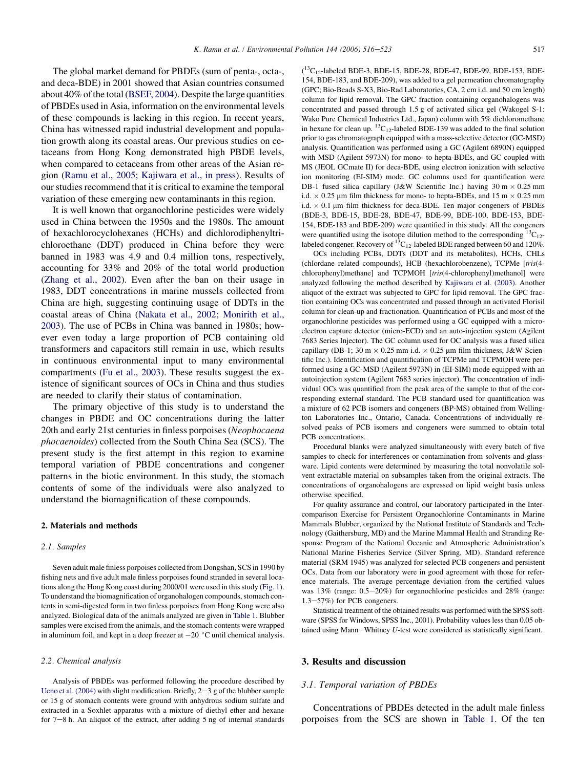The global market demand for PBDEs (sum of penta-, octa-, and deca-BDE) in 2001 showed that Asian countries consumed about 40% of the total (BSEF, 2004). Despite the large quantities of PBDEs used in Asia, information on the environmental levels of these compounds is lacking in this region. In recent years, China has witnessed rapid industrial development and population growth along its coastal areas. Our previous studies on cetaceans from Hong Kong demonstrated high PBDE levels, when compared to cetaceans from other areas of the Asian region (Ramu et al., 2005; Kajiwara et al., in press). Results of our studies recommend that it is critical to examine the temporal variation of these emerging new contaminants in this region.

It is well known that organochlorine pesticides were widely used in China between the 1950s and the 1980s. The amount of hexachlorocyclohexanes (HCHs) and dichlorodiphenyltrichloroethane (DDT) produced in China before they were banned in 1983 was 4.9 and 0.4 million tons, respectively, accounting for 33% and 20% of the total world production (Zhang et al., 2002). Even after the ban on their usage in 1983, DDT concentrations in marine mussels collected from China are high, suggesting continuing usage of DDTs in the coastal areas of China (Nakata et al., 2002; Monirith et al., 2003). The use of PCBs in China was banned in 1980s; however even today a large proportion of PCB containing old transformers and capacitors still remain in use, which results in continuous environmental input to many environmental compartments (Fu et al., 2003). These results suggest the existence of significant sources of OCs in China and thus studies are needed to clarify their status of contamination.

The primary objective of this study is to understand the changes in PBDE and OC concentrations during the latter 20th and early 21st centuries in finless porpoises (*Neophocaena phocaenoides*) collected from the South China Sea (SCS). The present study is the first attempt in this region to examine temporal variation of PBDE concentrations and congener patterns in the biotic environment. In this study, the stomach contents of some of the individuals were also analyzed to understand the biomagnification of these compounds.

## 2. Materials and methods

### 2.1. Samples

Seven adult male finless porpoises collected from Dongshan, SCS in 1990 by fishing nets and five adult male finless porpoises found stranded in several locations along the Hong Kong coast during 2000/01 were used in this study (Fig. 1). To understand the biomagnification of organohalogen compounds, stomach contents in semi-digested form in two finless porpoises from Hong Kong were also analyzed. Biological data of the animals analyzed are given in Table 1. Blubber samples were excised from the animals, and the stomach contents were wrapped in aluminum foil, and kept in a deep freezer at −20 °C until chemical analysis.

### 2.2. Chemical analysis

Analysis of PBDEs was performed following the procedure described by Ueno et al. (2004) with slight modification. Briefly, 2−3 g of the blubber sample or 15 g of stomach contents were ground with anhydrous sodium sulfate and extracted in a Soxhlet apparatus with a mixture of diethyl ether and hexane for 7−8 h. An aliquot of the extract, after adding 5 ng of internal standards ($^{13}C_{12}$-labeled BDE-3, BDE-15, BDE-28, BDE-47, BDE-99, BDE-153, BDE-154, BDE-183, and BDE-209), was added to a gel permeation chromatography (GPC; Bio-Beads S-X3, Bio-Rad Laboratories, CA, 2 cm i.d. and 50 cm length) column for lipid removal. The GPC fraction containing organohalogens was concentrated and passed through 1.5 g of activated silica gel (Wakogel S-1: Wako Pure Chemical Industries Ltd., Japan) column with 5% dichloromethane in hexane for clean up. $^{13}C_{12}$-labeled BDE-139 was added to the final solution prior to gas chromatograph equipped with a mass-selective detector (GC-MSD) analysis. Quantification was performed using a GC (Agilent 6890N) equipped with MSD (Agilent 5973N) for mono- to hepta-BDEs, and GC coupled with MS (JEOL GCmate II) for deca-BDE, using electron ionization with selective ion monitoring (EI-SIM) mode. GC columns used for quantification were DB-1 fused silica capillary (J&W Scientific Inc.) having 30 m × 0.25 mm i.d. × 0.25 μm film thickness for mono- to hepta-BDEs, and 15 m × 0.25 mm i.d. × 0.1 μm film thickness for deca-BDE. Ten major congeners of PBDEs (BDE-3, BDE-15, BDE-28, BDE-47, BDE-99, BDE-100, BDE-153, BDE-154, BDE-183 and BDE-209) were quantified in this study. All the congeners were quantified using the isotope dilution method to the corresponding $^{13}C_{12}$-labeled congener. Recovery of $^{13}C_{12}$-labeled BDE ranged between 60 and 120%.

OCs including PCBs, DDTs (DDT and its metabolites), HCHs, CHLs (chlordane related compounds), HCB (hexachlorobenzene), TCPMe [*tris*(4-chlorophenyl)methane] and TCPMOH [*tris*(4-chlorophenyl)methanol] were analyzed following the method described by Kajiwara et al. (2003). Another aliquot of the extract was subjected to GPC for lipid removal. The GPC fraction containing OCs was concentrated and passed through an activated Florisil column for clean-up and fractionation. Quantification of PCBs and most of the organochlorine pesticides was performed using a GC equipped with a micro-electron capture detector (micro-ECD) and an auto-injection system (Agilent 7683 Series Injector). The GC column used for OC analysis was a fused silica capillary (DB-1; 30 m × 0.25 mm i.d. × 0.25 μm film thickness, J&W Scientific Inc.). Identification and quantification of TCPMe and TCPMOH were performed using a GC-MSD (Agilent 5973N) in (EI-SIM) mode equipped with an autoinjection system (Agilent 7683 series injector). The concentration of individual OCs was quantified from the peak area of the sample to that of the corresponding external standard. The PCB standard used for quantification was a mixture of 62 PCB isomers and congeners (BP-MS) obtained from Wellington Laboratories Inc., Ontario, Canada. Concentrations of individually resolved peaks of PCB isomers and congeners were summed to obtain total PCB concentrations.

Procedural blanks were analyzed simultaneously with every batch of five samples to check for interferences or contamination from solvents and glassware. Lipid contents were determined by measuring the total nonvolatile solvent extractable material on subsamples taken from the original extracts. The concentrations of organohalogens are expressed on lipid weight basis unless otherwise specified.

For quality assurance and control, our laboratory participated in the Intercomparison Exercise for Persistent Organochlorine Contaminants in Marine Mammals Blubber, organized by the National Institute of Standards and Technology (Gaithersburg, MD) and the Marine Mammal Health and Stranding Response Program of the National Oceanic and Atmospheric Administration's National Marine Fisheries Service (Silver Spring, MD). Standard reference material (SRM 1945) was analyzed for selected PCB congeners and persistent OCs. Data from our laboratory were in good agreement with those for reference materials. The average percentage deviation from the certified values was 13% (range: 0.5−20%) for organochlorine pesticides and 28% (range: 1.3−57%) for PCB congeners.

Statistical treatment of the obtained results was performed with the SPSS software (SPSS for Windows, SPSS Inc., 2001). Probability values less than 0.05 obtained using Mann−Whitney *U*-test were considered as statistically significant.

## 3. Results and discussion

### 3.1. Temporal variation of PBDEs

Concentrations of PBDEs detected in the adult male finless porpoises from the SCS are shown in Table 1. Of the ten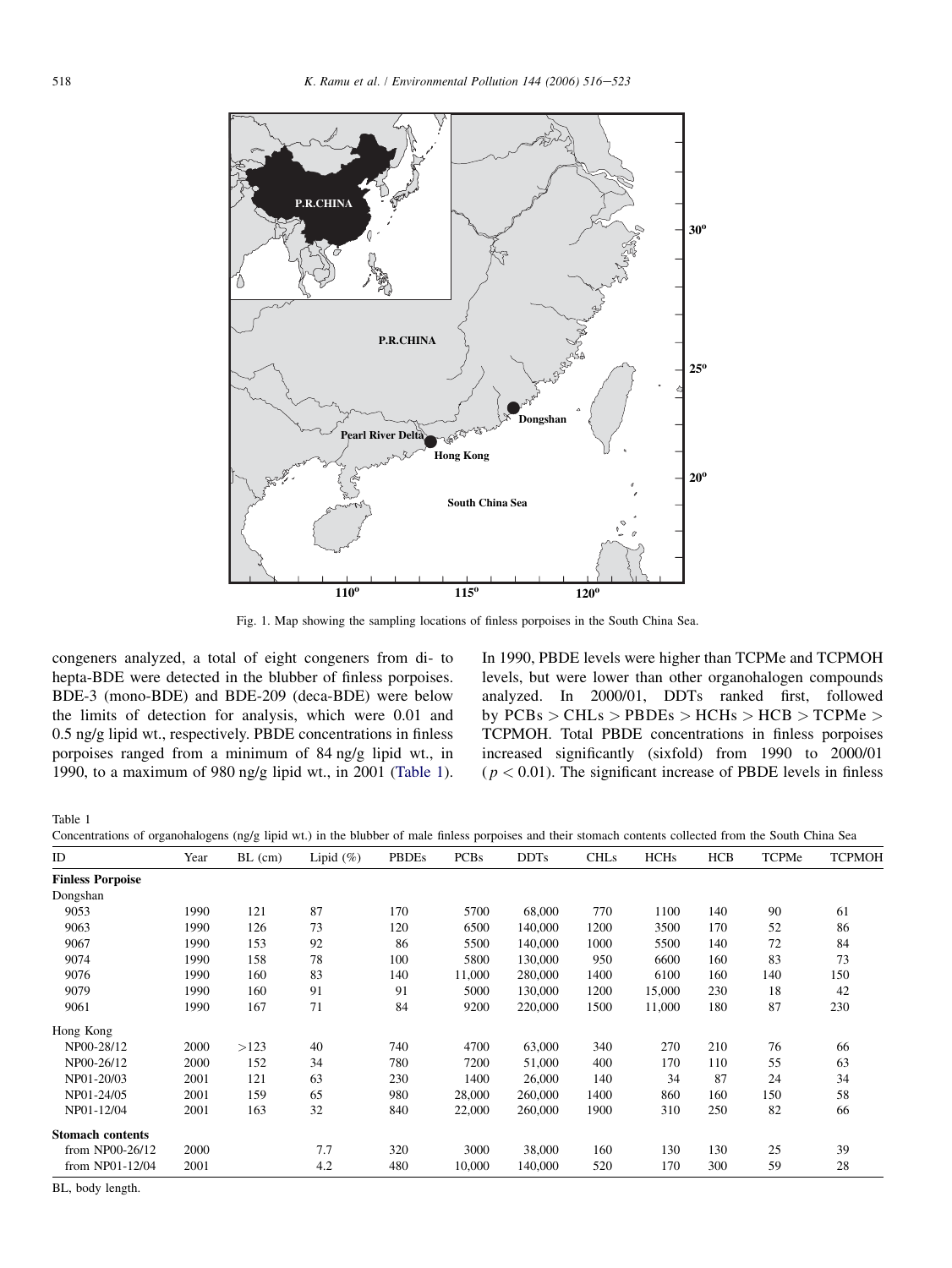Fig. 1. Map showing the sampling locations of finless porpoises in the South China Sea.

congeners analyzed, a total of eight congeners from di- to hepta-BDE were detected in the blubber of finless porpoises. BDE-3 (mono-BDE) and BDE-209 (deca-BDE) were below the limits of detection for analysis, which were 0.01 and 0.5 ng/g lipid wt., respectively. PBDE concentrations in finless porpoises ranged from a minimum of 84 ng/g lipid wt., in 1990, to a maximum of 980 ng/g lipid wt., in 2001 (Table 1). In 1990, PBDE levels were higher than TCPMe and TCPMOH levels, but were lower than other organohalogen compounds analyzed. In 2000/01, DDTs ranked first, followed by PCBs > CHLs > PBDEs > HCHs > HCB > TCPMe > TCPMOH. Total PBDE concentrations in finless porpoises increased significantly (sixfold) from 1990 to 2000/01 ($p < 0.01$). The significant increase of PBDE levels in finless

Table 1
Concentrations of organohalogens (ng/g lipid wt.) in the blubber of male finless porpoises and their stomach contents collected from the South China Sea

| ID | Year | BL (cm) | Lipid (%) | PBDEs | PCBs | DDTs | CHLs | HCHs | HCB | TCPMe | TCPMOH |
|---|---|---|---|---|---|---|---|---|---|---|---|
| **Finless Porpoise** | | | | | | | | | | | |
| Dongshan | | | | | | | | | | | |
| 9053 | 1990 | 121 | 87 | 170 | 5700 | 68,000 | 770 | 1100 | 140 | 90 | 61 |
| 9063 | 1990 | 126 | 73 | 120 | 6500 | 140,000 | 1200 | 3500 | 170 | 52 | 86 |
| 9067 | 1990 | 153 | 92 | 86 | 5500 | 140,000 | 1000 | 5500 | 140 | 72 | 84 |
| 9074 | 1990 | 158 | 78 | 100 | 5800 | 130,000 | 950 | 6600 | 160 | 83 | 73 |
| 9076 | 1990 | 160 | 83 | 140 | 11,000 | 280,000 | 1400 | 6100 | 160 | 140 | 150 |
| 9079 | 1990 | 160 | 91 | 91 | 5000 | 130,000 | 1200 | 15,000 | 230 | 18 | 42 |
| 9061 | 1990 | 167 | 71 | 84 | 9200 | 220,000 | 1500 | 11,000 | 180 | 87 | 230 |
| Hong Kong | | | | | | | | | | | |
| NP00-28/12 | 2000 | >123 | 40 | 740 | 4700 | 63,000 | 340 | 270 | 210 | 76 | 66 |
| NP00-26/12 | 2000 | 152 | 34 | 780 | 7200 | 51,000 | 400 | 170 | 110 | 55 | 63 |
| NP01-20/03 | 2001 | 121 | 63 | 230 | 1400 | 26,000 | 140 | 34 | 87 | 24 | 34 |
| NP01-24/05 | 2001 | 159 | 65 | 980 | 28,000 | 260,000 | 1400 | 860 | 160 | 150 | 58 |
| NP01-12/04 | 2001 | 163 | 32 | 840 | 22,000 | 260,000 | 1900 | 310 | 250 | 82 | 66 |
| **Stomach contents** | | | | | | | | | | | |
| from NP00-26/12 | 2000 | | 7.7 | 320 | 3000 | 38,000 | 160 | 130 | 130 | 25 | 39 |
| from NP01-12/04 | 2001 | | 4.2 | 480 | 10,000 | 140,000 | 520 | 170 | 300 | 59 | 28 |

BL, body length.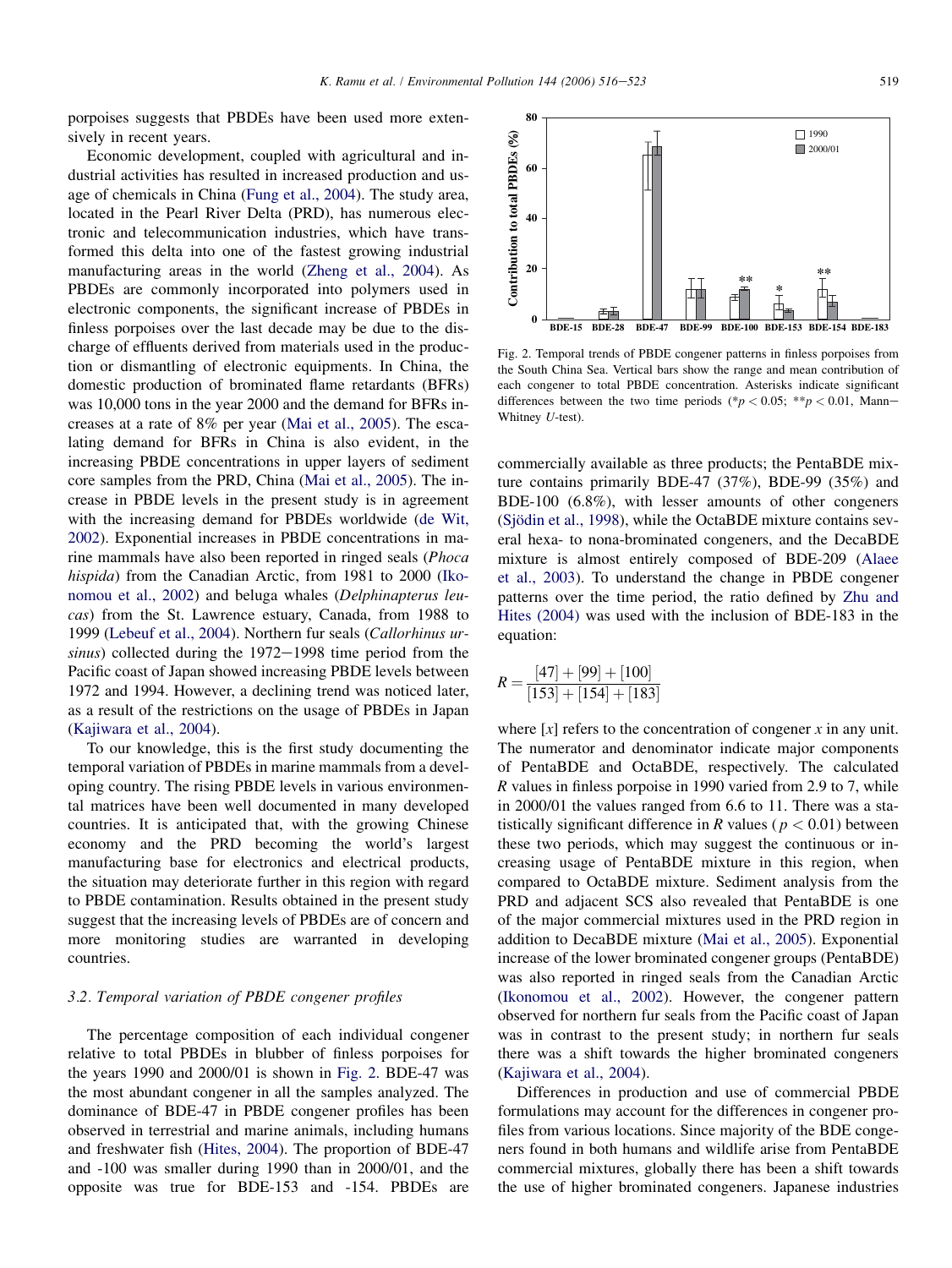porpoises suggests that PBDEs have been used more extensively in recent years.

Economic development, coupled with agricultural and industrial activities has resulted in increased production and usage of chemicals in China (Fung et al., 2004). The study area, located in the Pearl River Delta (PRD), has numerous electronic and telecommunication industries, which have transformed this delta into one of the fastest growing industrial manufacturing areas in the world (Zheng et al., 2004). As PBDEs are commonly incorporated into polymers used in electronic components, the significant increase of PBDEs in finless porpoises over the last decade may be due to the discharge of effluents derived from materials used in the production or dismantling of electronic equipments. In China, the domestic production of brominated flame retardants (BFRs) was 10,000 tons in the year 2000 and the demand for BFRs increases at a rate of 8% per year (Mai et al., 2005). The escalating demand for BFRs in China is also evident, in the increasing PBDE concentrations in upper layers of sediment core samples from the PRD, China (Mai et al., 2005). The increase in PBDE levels in the present study is in agreement with the increasing demand for PBDEs worldwide (de Wit, 2002). Exponential increases in PBDE concentrations in marine mammals have also been reported in ringed seals (*Phoca hispida*) from the Canadian Arctic, from 1981 to 2000 (Ikonomou et al., 2002) and beluga whales (*Delphinapterus leucas*) from the St. Lawrence estuary, Canada, from 1988 to 1999 (Lebeuf et al., 2004). Northern fur seals (*Callorhinus ursinus*) collected during the 1972−1998 time period from the Pacific coast of Japan showed increasing PBDE levels between 1972 and 1994. However, a declining trend was noticed later, as a result of the restrictions on the usage of PBDEs in Japan (Kajiwara et al., 2004).

To our knowledge, this is the first study documenting the temporal variation of PBDEs in marine mammals from a developing country. The rising PBDE levels in various environmental matrices have been well documented in many developed countries. It is anticipated that, with the growing Chinese economy and the PRD becoming the world's largest manufacturing base for electronics and electrical products, the situation may deteriorate further in this region with regard to PBDE contamination. Results obtained in the present study suggest that the increasing levels of PBDEs are of concern and more monitoring studies are warranted in developing countries.

### 3.2. Temporal variation of PBDE congener profiles

The percentage composition of each individual congener relative to total PBDEs in blubber of finless porpoises for the years 1990 and 2000/01 is shown in Fig. 2. BDE-47 was the most abundant congener in all the samples analyzed. The dominance of BDE-47 in PBDE congener profiles has been observed in terrestrial and marine animals, including humans and freshwater fish (Hites, 2004). The proportion of BDE-47 and -100 was smaller during 1990 than in 2000/01, and the opposite was true for BDE-153 and -154. PBDEs are commercially available as three products; the PentaBDE mixture contains primarily BDE-47 (37%), BDE-99 (35%) and BDE-100 (6.8%), with lesser amounts of other congeners (Sjödin et al., 1998), while the OctaBDE mixture contains several hexa- to nona-brominated congeners, and the DecaBDE mixture is almost entirely composed of BDE-209 (Alaee et al., 2003). To understand the change in PBDE congener patterns over the time period, the ratio defined by Zhu and Hites (2004) was used with the inclusion of BDE-183 in the equation:

Fig. 2. Temporal trends of PBDE congener patterns in finless porpoises from the South China Sea. Vertical bars show the range and mean contribution of each congener to total PBDE concentration. Asterisks indicate significant differences between the two time periods (* $p < 0.05$; ** $p < 0.01$, Mann−Whitney *U*-test).

$$R = \frac{[47] + [99] + [100]}{[153] + [154] + [183]}$$

where $[x]$ refers to the concentration of congener $x$ in any unit. The numerator and denominator indicate major components of PentaBDE and OctaBDE, respectively. The calculated $R$ values in finless porpoise in 1990 varied from 2.9 to 7, while in 2000/01 the values ranged from 6.6 to 11. There was a statistically significant difference in $R$ values ($p < 0.01$) between these two periods, which may suggest the continuous or increasing usage of PentaBDE mixture in this region, when compared to OctaBDE mixture. Sediment analysis from the PRD and adjacent SCS also revealed that PentaBDE is one of the major commercial mixtures used in the PRD region in addition to DecaBDE mixture (Mai et al., 2005). Exponential increase of the lower brominated congener groups (PentaBDE) was also reported in ringed seals from the Canadian Arctic (Ikonomou et al., 2002). However, the congener pattern observed for northern fur seals from the Pacific coast of Japan was in contrast to the present study; in northern fur seals there was a shift towards the higher brominated congeners (Kajiwara et al., 2004).

Differences in production and use of commercial PBDE formulations may account for the differences in congener profiles from various locations. Since majority of the BDE congeners found in both humans and wildlife arise from PentaBDE commercial mixtures, globally there has been a shift towards the use of higher brominated congeners. Japanese industries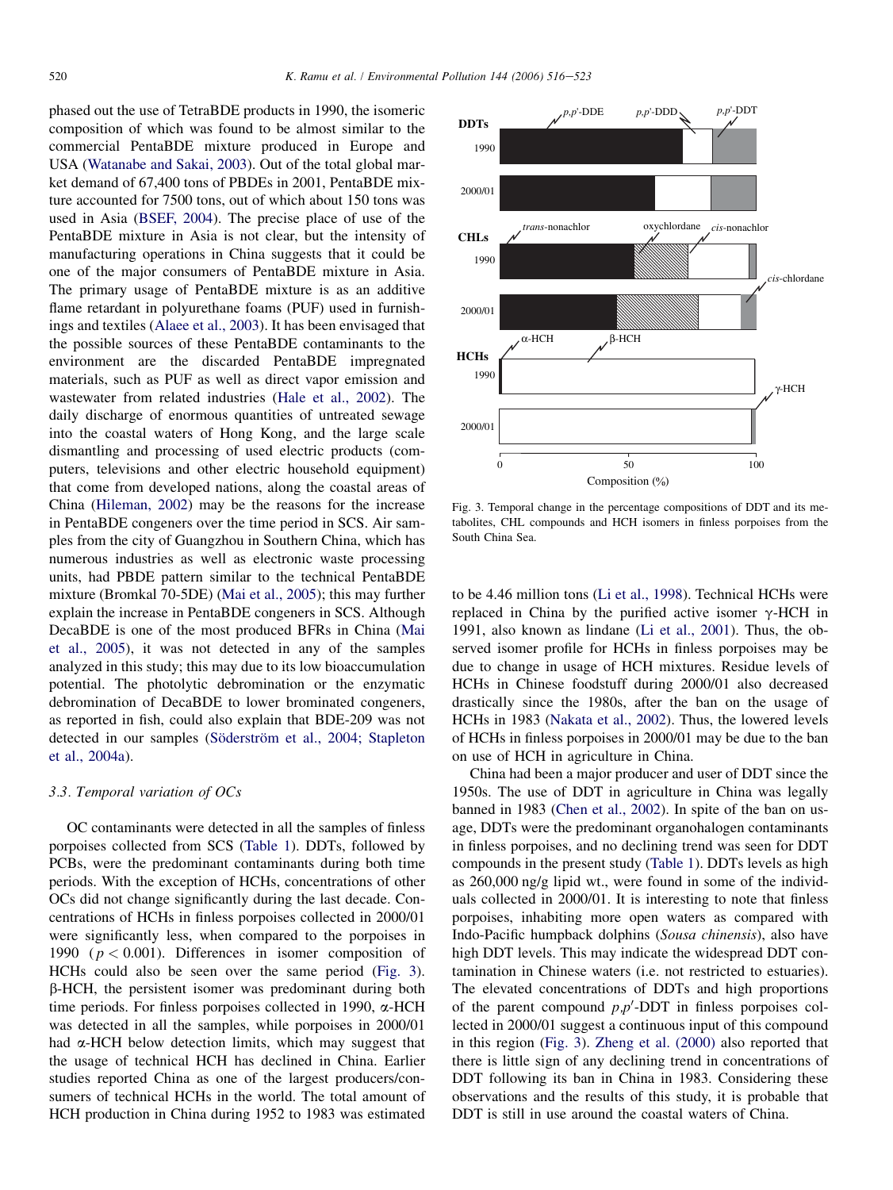phased out the use of TetraBDE products in 1990, the isomeric composition of which was found to be almost similar to the commercial PentaBDE mixture produced in Europe and USA (Watanabe and Sakai, 2003). Out of the total global market demand of 67,400 tons of PBDEs in 2001, PentaBDE mixture accounted for 7500 tons, out of which about 150 tons was used in Asia (BSEF, 2004). The precise place of use of the PentaBDE mixture in Asia is not clear, but the intensity of manufacturing operations in China suggests that it could be one of the major consumers of PentaBDE mixture in Asia. The primary usage of PentaBDE mixture is as an additive flame retardant in polyurethane foams (PUF) used in furnishings and textiles (Alaee et al., 2003). It has been envisaged that the possible sources of these PentaBDE contaminants to the environment are the discarded PentaBDE impregnated materials, such as PUF as well as direct vapor emission and wastewater from related industries (Hale et al., 2002). The daily discharge of enormous quantities of untreated sewage into the coastal waters of Hong Kong, and the large scale dismantling and processing of used electric products (computers, televisions and other electric household equipment) that come from developed nations, along the coastal areas of China (Hileman, 2002) may be the reasons for the increase in PentaBDE congeners over the time period in SCS. Air samples from the city of Guangzhou in Southern China, which has numerous industries as well as electronic waste processing units, had PBDE pattern similar to the technical PentaBDE mixture (Bromkal 70-5DE) (Mai et al., 2005); this may further explain the increase in PentaBDE congeners in SCS. Although DecaBDE is one of the most produced BFRs in China (Mai et al., 2005), it was not detected in any of the samples analyzed in this study; this may due to its low bioaccumulation potential. The photolytic debromination or the enzymatic debromination of DecaBDE to lower brominated congeners, as reported in fish, could also explain that BDE-209 was not detected in our samples (Söderström et al., 2004; Stapleton et al., 2004a).

### 3.3. Temporal variation of OCs

OC contaminants were detected in all the samples of finless porpoises collected from SCS (Table 1). DDTs, followed by PCBs, were the predominant contaminants during both time periods. With the exception of HCHs, concentrations of other OCs did not change significantly during the last decade. Concentrations of HCHs in finless porpoises collected in 2000/01 were significantly less, when compared to the porpoises in 1990 ($p < 0.001$). Differences in isomer composition of HCHs could also be seen over the same period (Fig. 3). β-HCH, the persistent isomer was predominant during both time periods. For finless porpoises collected in 1990, α-HCH was detected in all the samples, while porpoises in 2000/01 had α-HCH below detection limits, which may suggest that the usage of technical HCH has declined in China. Earlier studies reported China as one of the largest producers/consumers of technical HCHs in the world. The total amount of HCH production in China during 1952 to 1983 was estimated to be 4.46 million tons (Li et al., 1998). Technical HCHs were replaced in China by the purified active isomer γ-HCH in 1991, also known as lindane (Li et al., 2001). Thus, the observed isomer profile for HCHs in finless porpoises may be due to change in usage of HCH mixtures. Residue levels of HCHs in Chinese foodstuff during 2000/01 also decreased drastically since the 1980s, after the ban on the usage of HCHs in 1983 (Nakata et al., 2002). Thus, the lowered levels of HCHs in finless porpoises in 2000/01 may be due to the ban on use of HCH in agriculture in China.

Fig. 3. Temporal change in the percentage compositions of DDT and its metabolites, CHL compounds and HCH isomers in finless porpoises from the South China Sea.

China had been a major producer and user of DDT since the 1950s. The use of DDT in agriculture in China was legally banned in 1983 (Chen et al., 2002). In spite of the ban on usage, DDTs were the predominant organohalogen contaminants in finless porpoises, and no declining trend was seen for DDT compounds in the present study (Table 1). DDTs levels as high as 260,000 ng/g lipid wt., were found in some of the individuals collected in 2000/01. It is interesting to note that finless porpoises, inhabiting more open waters as compared with Indo-Pacific humpback dolphins (*Sousa chinensis*), also have high DDT levels. This may indicate the widespread DDT contamination in Chinese waters (i.e. not restricted to estuaries). The elevated concentrations of DDTs and high proportions of the parent compound *p,p′*-DDT in finless porpoises collected in 2000/01 suggest a continuous input of this compound in this region (Fig. 3). Zheng et al. (2000) also reported that there is little sign of any declining trend in concentrations of DDT following its ban in China in 1983. Considering these observations and the results of this study, it is probable that DDT is still in use around the coastal waters of China.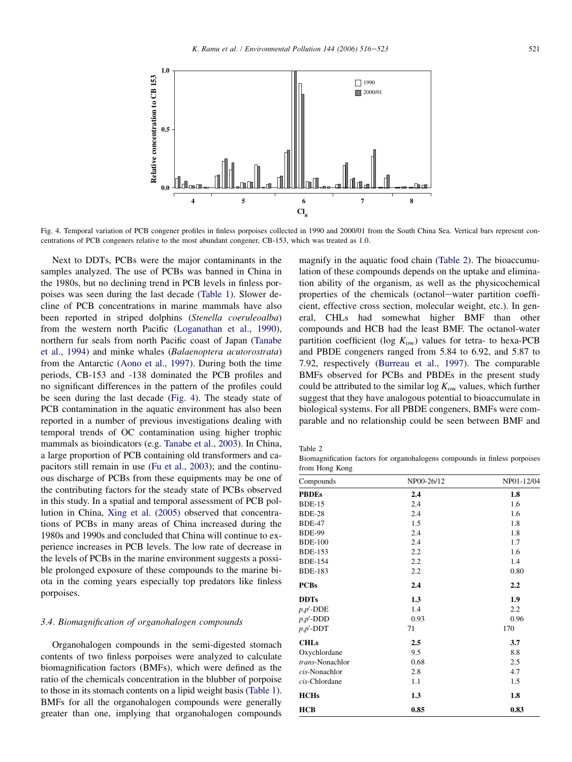Fig. 4. Temporal variation of PCB congener profiles in finless porpoises collected in 1990 and 2000/01 from the South China Sea. Vertical bars represent concentrations of PCB congeners relative to the most abundant congener, CB-153, which was treated as 1.0.

Next to DDTs, PCBs were the major contaminants in the samples analyzed. The use of PCBs was banned in China in the 1980s, but no declining trend in PCB levels in finless porpoises was seen during the last decade (Table 1). Slower decline of PCB concentrations in marine mammals have also been reported in striped dolphins (*Stenella coeruleoalba*) from the western north Pacific (Loganathan et al., 1990), northern fur seals from north Pacific coast of Japan (Tanabe et al., 1994) and minke whales (*Balaenoptera acutorostrata*) from the Antarctic (Aono et al., 1997). During both the time periods, CB-153 and -138 dominated the PCB profiles and no significant differences in the pattern of the profiles could be seen during the last decade (Fig. 4). The steady state of PCB contamination in the aquatic environment has also been reported in a number of previous investigations dealing with temporal trends of OC contamination using higher trophic mammals as bioindicators (e.g. Tanabe et al., 2003). In China, a large proportion of PCB containing old transformers and capacitors still remain in use (Fu et al., 2003); and the continuous discharge of PCBs from these equipments may be one of the contributing factors for the steady state of PCBs observed in this study. In a spatial and temporal assessment of PCB pollution in China, Xing et al. (2005) observed that concentrations of PCBs in many areas of China increased during the 1980s and 1990s and concluded that China will continue to experience increases in PCB levels. The low rate of decrease in the levels of PCBs in the marine environment suggests a possible prolonged exposure of these compounds to the marine biota in the coming years especially top predators like finless porpoises.

### 3.4. Biomagnification of organohalogen compounds

Organohalogen compounds in the semi-digested stomach contents of two finless porpoises were analyzed to calculate biomagnification factors (BMFs), which were defined as the ratio of the chemicals concentration in the blubber of porpoise to those in its stomach contents on a lipid weight basis (Table 1). BMFs for all the organohalogen compounds were generally greater than one, implying that organohalogen compounds magnify in the aquatic food chain (Table 2). The bioaccumulation of these compounds depends on the uptake and elimination ability of the organism, as well as the physicochemical properties of the chemicals (octanol–water partition coefficient, effective cross section, molecular weight, etc.). In general, CHLs had somewhat higher BMF than other compounds and HCB had the least BMF. The octanol-water partition coefficient (log $K_{ow}$) values for tetra- to hexa-PCB and PBDE congeners ranged from 5.84 to 6.92, and 5.87 to 7.92, respectively (Burreau et al., 1997). The comparable BMFs observed for PCBs and PBDEs in the present study could be attributed to the similar log $K_{ow}$ values, which further suggest that they have analogous potential to bioaccumulate in biological systems. For all PBDE congeners, BMFs were comparable and no relationship could be seen between BMF and

Table 2
Biomagnification factors for organohalogens compounds in finless porpoises from Hong Kong

| Compounds | NP00-26/12 | NP01-12/04 |
|---|---|---|
| **PBDEs** | **2.4** | **1.8** |
| BDE-15 | 2.4 | 1.6 |
| BDE-28 | 2.4 | 1.6 |
| BDE-47 | 1.5 | 1.8 |
| BDE-99 | 2.4 | 1.8 |
| BDE-100 | 2.4 | 1.7 |
| BDE-153 | 2.2 | 1.6 |
| BDE-154 | 2.2 | 1.4 |
| BDE-183 | 2.2 | 0.80 |
| **PCBs** | **2.4** | **2.2** |
| **DDTs** | **1.3** | **1.9** |
| *p,p′*-DDE | 1.4 | 2.2 |
| *p,p′*-DDD | 0.93 | 0.96 |
| *p,p′*-DDT | 71 | 170 |
| **CHLs** | **2.5** | **3.7** |
| Oxychlordane | 9.5 | 8.8 |
| *trans*-Nonachlor | 0.68 | 2.5 |
| *cis*-Nonachlor | 2.8 | 4.7 |
| *cis*-Chlordane | 1.1 | 1.5 |
| **HCHs** | **1.3** | **1.8** |
| **HCB** | **0.85** | **0.83** |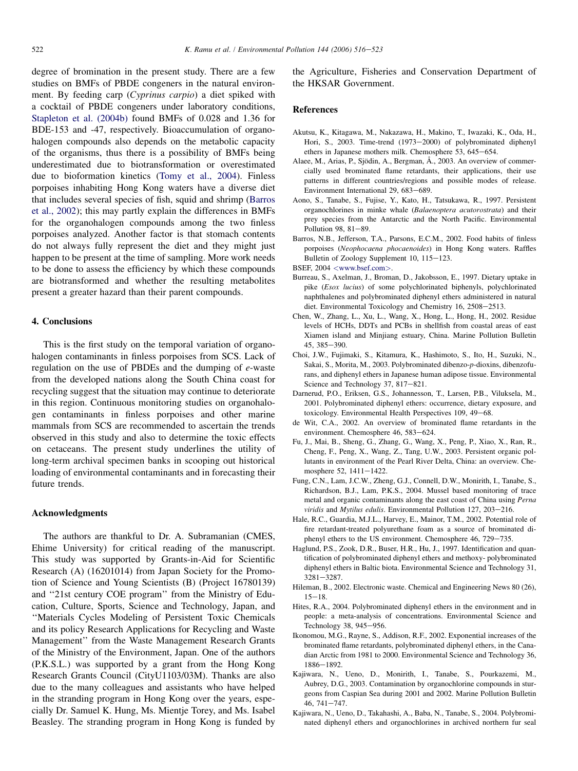degree of bromination in the present study. There are a few studies on BMFs of PBDE congeners in the natural environment. By feeding carp (*Cyprinus carpio*) a diet spiked with a cocktail of PBDE congeners under laboratory conditions, Stapleton et al. (2004b) found BMFs of 0.028 and 1.36 for BDE-153 and -47, respectively. Bioaccumulation of organohalogen compounds also depends on the metabolic capacity of the organisms, thus there is a possibility of BMFs being underestimated due to biotransformation or overestimated due to bioformation kinetics (Tomy et al., 2004). Finless porpoises inhabiting Hong Kong waters have a diverse diet that includes several species of fish, squid and shrimp (Barros et al., 2002); this may partly explain the differences in BMFs for the organohalogen compounds among the two finless porpoises analyzed. Another factor is that stomach contents do not always fully represent the diet and they might just happen to be present at the time of sampling. More work needs to be done to assess the efficiency by which these compounds are biotransformed and whether the resulting metabolites present a greater hazard than their parent compounds.

## 4. Conclusions

This is the first study on the temporal variation of organohalogen contaminants in finless porpoises from SCS. Lack of regulation on the use of PBDEs and the dumping of *e*-waste from the developed nations along the South China coast for recycling suggest that the situation may continue to deteriorate in this region. Continuous monitoring studies on organohalogen contaminants in finless porpoises and other marine mammals from SCS are recommended to ascertain the trends observed in this study and also to determine the toxic effects on cetaceans. The present study underlines the utility of long-term archival specimen banks in scooping out historical loading of environmental contaminants and in forecasting their future trends.

## Acknowledgments

The authors are thankful to Dr. A. Subramanian (CMES, Ehime University) for critical reading of the manuscript. This study was supported by Grants-in-Aid for Scientific Research (A) (16201014) from Japan Society for the Promotion of Science and Young Scientists (B) (Project 16780139) and "21st century COE program" from the Ministry of Education, Culture, Sports, Science and Technology, Japan, and "Materials Cycles Modeling of Persistent Toxic Chemicals and its policy Research Applications for Recycling and Waste Management" from the Waste Management Research Grants of the Ministry of the Environment, Japan. One of the authors (P.K.S.L.) was supported by a grant from the Hong Kong Research Grants Council (CityU1103/03M). Thanks are also due to the many colleagues and assistants who have helped in the stranding program in Hong Kong over the years, especially Dr. Samuel K. Hung, Ms. Mientje Torey, and Ms. Isabel Beasley. The stranding program in Hong Kong is funded by the Agriculture, Fisheries and Conservation Department of the HKSAR Government.

## References

Akutsu, K., Kitagawa, M., Nakazawa, H., Makino, T., Iwazaki, K., Oda, H., Hori, S., 2003. Time-trend (1973–2000) of polybrominated diphenyl ethers in Japanese mothers milk. Chemosphere 53, 645–654.

Alaee, M., Arias, P., Sjödin, A., Bergman, Å., 2003. An overview of commercially used brominated flame retardants, their applications, their use patterns in different countries/regions and possible modes of release. Environment International 29, 683–689.

Aono, S., Tanabe, S., Fujise, Y., Kato, H., Tatsukawa, R., 1997. Persistent organochlorines in minke whale (*Balaenoptera acutorostrata*) and their prey species from the Antarctic and the North Pacific. Environmental Pollution 98, 81–89.

Barros, N.B., Jefferson, T.A., Parsons, E.C.M., 2002. Food habits of finless porpoises (*Neophocaena phocaenoides*) in Hong Kong waters. Raffles Bulletin of Zoology Supplement 10, 115–123.

BSEF, 2004 <www.bsef.com>.

Burreau, S., Axelman, J., Broman, D., Jakobsson, E., 1997. Dietary uptake in pike (*Esox lucius*) of some polychlorinated biphenyls, polychlorinated naphthalenes and polybrominated diphenyl ethers administered in natural diet. Environmental Toxicology and Chemistry 16, 2508–2513.

Chen, W., Zhang, L., Xu, L., Wang, X., Hong, L., Hong, H., 2002. Residue levels of HCHs, DDTs and PCBs in shellfish from coastal areas of east Xiamen island and Minjiang estuary, China. Marine Pollution Bulletin 45, 385–390.

Choi, J.W., Fujimaki, S., Kitamura, K., Hashimoto, S., Ito, H., Suzuki, N., Sakai, S., Morita, M., 2003. Polybrominated dibenzo-*p*-dioxins, dibenzofurans, and diphenyl ethers in Japanese human adipose tissue. Environmental Science and Technology 37, 817–821.

Darnerud, P.O., Eriksen, G.S., Johannesson, T., Larsen, P.B., Viluksela, M., 2001. Polybrominated diphenyl ethers: occurrence, dietary exposure, and toxicology. Environmental Health Perspectives 109, 49–68.

de Wit, C.A., 2002. An overview of brominated flame retardants in the environment. Chemosphere 46, 583–624.

Fu, J., Mai, B., Sheng, G., Zhang, G., Wang, X., Peng, P., Xiao, X., Ran, R., Cheng, F., Peng, X., Wang, Z., Tang, U.W., 2003. Persistent organic pollutants in environment of the Pearl River Delta, China: an overview. Chemosphere 52, 1411–1422.

Fung, C.N., Lam, J.C.W., Zheng, G.J., Connell, D.W., Monirith, I., Tanabe, S., Richardson, B.J., Lam, P.K.S., 2004. Mussel based monitoring of trace metal and organic contaminants along the east coast of China using *Perna viridis* and *Mytilus edulis*. Environmental Pollution 127, 203–216.

Hale, R.C., Guardia, M.J.L., Harvey, E., Mainor, T.M., 2002. Potential role of fire retardant-treated polyurethane foam as a source of brominated diphenyl ethers to the US environment. Chemosphere 46, 729–735.

Haglund, P.S., Zook, D.R., Buser, H.R., Hu, J., 1997. Identification and quantification of polybrominated diphenyl ethers and methoxy- polybrominated diphenyl ethers in Baltic biota. Environmental Science and Technology 31, 3281–3287.

Hileman, B., 2002. Electronic waste. Chemical and Engineering News 80 (26), 15–18.

Hites, R.A., 2004. Polybrominated diphenyl ethers in the environment and in people: a meta-analysis of concentrations. Environmental Science and Technology 38, 945–956.

Ikonomou, M.G., Rayne, S., Addison, R.F., 2002. Exponential increases of the brominated flame retardants, polybrominated diphenyl ethers, in the Canadian Arctic from 1981 to 2000. Environmental Science and Technology 36, 1886–1892.

Kajiwara, N., Ueno, D., Monirith, I., Tanabe, S., Pourkazemi, M., Aubrey, D.G., 2003. Contamination by organochlorine compounds in sturgeons from Caspian Sea during 2001 and 2002. Marine Pollution Bulletin 46, 741–747.

Kajiwara, N., Ueno, D., Takahashi, A., Baba, N., Tanabe, S., 2004. Polybrominated diphenyl ethers and organochlorines in archived northern fur seal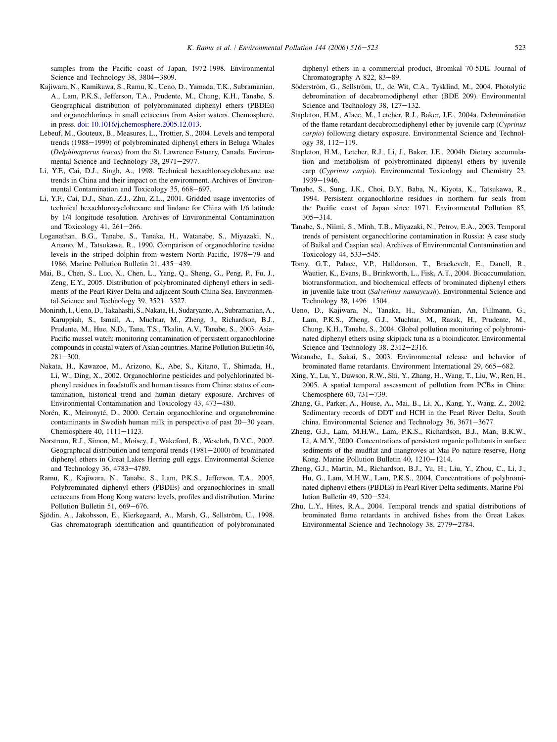samples from the Pacific coast of Japan, 1972-1998. Environmental Science and Technology 38, 3804–3809.

Kajiwara, N., Kamikawa, S., Ramu, K., Ueno, D., Yamada, T.K., Subramanian, A., Lam, P.K.S., Jefferson, T.A., Prudente, M., Chung, K.H., Tanabe, S. Geographical distribution of polybrominated diphenyl ethers (PBDEs) and organochlorines in small cetaceans from Asian waters. Chemosphere, in press. doi: 10.1016/j.chemosphere.2005.12.013.

Lebeuf, M., Gouteux, B., Measures, L., Trottier, S., 2004. Levels and temporal trends (1988–1999) of polybrominated diphenyl ethers in Beluga Whales (*Delphinapterus leucas*) from the St. Lawrence Estuary, Canada. Environmental Science and Technology 38, 2971–2977.

Li, Y.F., Cai, D.J., Singh, A., 1998. Technical hexachlorocyclohexane use trends in China and their impact on the environment. Archives of Environmental Contamination and Toxicology 35, 668–697.

Li, Y.F., Cai, D.J., Shan, Z.J., Zhu, Z.L., 2001. Gridded usage inventories of technical hexachlorocyclohexane and lindane for China with 1/6 latitude by 1/4 longitude resolution. Archives of Environmental Contamination and Toxicology 41, 261–266.

Loganathan, B.G., Tanabe, S., Tanaka, H., Watanabe, S., Miyazaki, N., Amano, M., Tatsukawa, R., 1990. Comparison of organochlorine residue levels in the striped dolphin from western North Pacific, 1978–79 and 1986. Marine Pollution Bulletin 21, 435–439.

Mai, B., Chen, S., Luo, X., Chen, L., Yang, Q., Sheng, G., Peng, P., Fu, J., Zeng, E.Y., 2005. Distribution of polybrominated diphenyl ethers in sediments of the Pearl River Delta and adjacent South China Sea. Environmental Science and Technology 39, 3521–3527.

Monirith, I., Ueno, D., Takahashi, S., Nakata, H., Sudaryanto, A., Subramanian, A., Karuppiah, S., Ismail, A., Muchtar, M., Zheng, J., Richardson, B.J., Prudente, M., Hue, N.D., Tana, T.S., Tkalin, A.V., Tanabe, S., 2003. Asia-Pacific mussel watch: monitoring contamination of persistent organochlorine compounds in coastal waters of Asian countries. Marine Pollution Bulletin 46, 281–300.

Nakata, H., Kawazoe, M., Arizono, K., Abe, S., Kitano, T., Shimada, H., Li, W., Ding, X., 2002. Organochlorine pesticides and polychlorinated biphenyl residues in foodstuffs and human tissues from China: status of contamination, historical trend and human dietary exposure. Archives of Environmental Contamination and Toxicology 43, 473–480.

Norén, K., Meironyté, D., 2000. Certain organochlorine and organobromine contaminants in Swedish human milk in perspective of past 20–30 years. Chemosphere 40, 1111–1123.

Norstrom, R.J., Simon, M., Moisey, J., Wakeford, B., Weseloh, D.V.C., 2002. Geographical distribution and temporal trends (1981–2000) of brominated diphenyl ethers in Great Lakes Herring gull eggs. Environmental Science and Technology 36, 4783–4789.

Ramu, K., Kajiwara, N., Tanabe, S., Lam, P.K.S., Jefferson, T.A., 2005. Polybrominated diphenyl ethers (PBDEs) and organochlorines in small cetaceans from Hong Kong waters: levels, profiles and distribution. Marine Pollution Bulletin 51, 669–676.

Sjödin, A., Jakobsson, E., Kierkegaard, A., Marsh, G., Sellström, U., 1998. Gas chromatograph identification and quantification of polybrominated diphenyl ethers in a commercial product, Bromkal 70-5DE. Journal of Chromatography A 822, 83–89.

Söderström, G., Sellström, U., de Wit, C.A., Tysklind, M., 2004. Photolytic debromination of decabromodiphenyl ether (BDE 209). Environmental Science and Technology 38, 127–132.

Stapleton, H.M., Alaee, M., Letcher, R.J., Baker, J.E., 2004a. Debromination of the flame retardant decabromodiphenyl ether by juvenile carp (*Cyprinus carpio*) following dietary exposure. Environmental Science and Technology 38, 112–119.

Stapleton, H.M., Letcher, R.J., Li, J., Baker, J.E., 2004b. Dietary accumulation and metabolism of polybrominated diphenyl ethers by juvenile carp (*Cyprinus carpio*). Environmental Toxicology and Chemistry 23, 1939–1946.

Tanabe, S., Sung, J.K., Choi, D.Y., Baba, N., Kiyota, K., Tatsukawa, R., 1994. Persistent organochlorine residues in northern fur seals from the Pacific coast of Japan since 1971. Environmental Pollution 85, 305–314.

Tanabe, S., Niimi, S., Minh, T.B., Miyazaki, N., Petrov, E.A., 2003. Temporal trends of persistent organochlorine contamination in Russia: A case study of Baikal and Caspian seal. Archives of Environmental Contamination and Toxicology 44, 533–545.

Tomy, G.T., Palace, V.P., Halldorson, T., Braekevelt, E., Danell, R., Wautier, K., Evans, B., Brinkworth, L., Fisk, A.T., 2004. Bioaccumulation, biotransformation, and biochemical effects of brominated diphenyl ethers in juvenile lake trout (*Salvelinus namaycush*). Environmental Science and Technology 38, 1496–1504.

Ueno, D., Kajiwara, N., Tanaka, H., Subramanian, An, Fillmann, G., Lam, P.K.S., Zheng, G.J., Muchtar, M., Razak, H., Prudente, M., Chung, K.H., Tanabe, S., 2004. Global pollution monitoring of polybrominated diphenyl ethers using skipjack tuna as a bioindicator. Environmental Science and Technology 38, 2312–2316.

Watanabe, I., Sakai, S., 2003. Environmental release and behavior of brominated flame retardants. Environment International 29, 665–682.

Xing, Y., Lu, Y., Dawson, R.W., Shi, Y., Zhang, H., Wang, T., Liu, W., Ren, H., 2005. A spatial temporal assessment of pollution from PCBs in China. Chemosphere 60, 731–739.

Zhang, G., Parker, A., House, A., Mai, B., Li, X., Kang, Y., Wang, Z., 2002. Sedimentary records of DDT and HCH in the Pearl River Delta, South china. Environmental Science and Technology 36, 3671–3677.

Zheng, G.J., Lam, M.H.W., Lam, P.K.S., Richardson, B.J., Man, B.K.W., Li, A.M.Y., 2000. Concentrations of persistent organic pollutants in surface sediments of the mudflat and mangroves at Mai Po nature reserve, Hong Kong. Marine Pollution Bulletin 40, 1210–1214.

Zheng, G.J., Martin, M., Richardson, B.J., Yu, H., Liu, Y., Zhou, C., Li, J., Hu, G., Lam, M.H.W., Lam, P.K.S., 2004. Concentrations of polybrominated diphenyl ethers (PBDEs) in Pearl River Delta sediments. Marine Pollution Bulletin 49, 520–524.

Zhu, L.Y., Hites, R.A., 2004. Temporal trends and spatial distributions of brominated flame retardants in archived fishes from the Great Lakes. Environmental Science and Technology 38, 2779–2784.